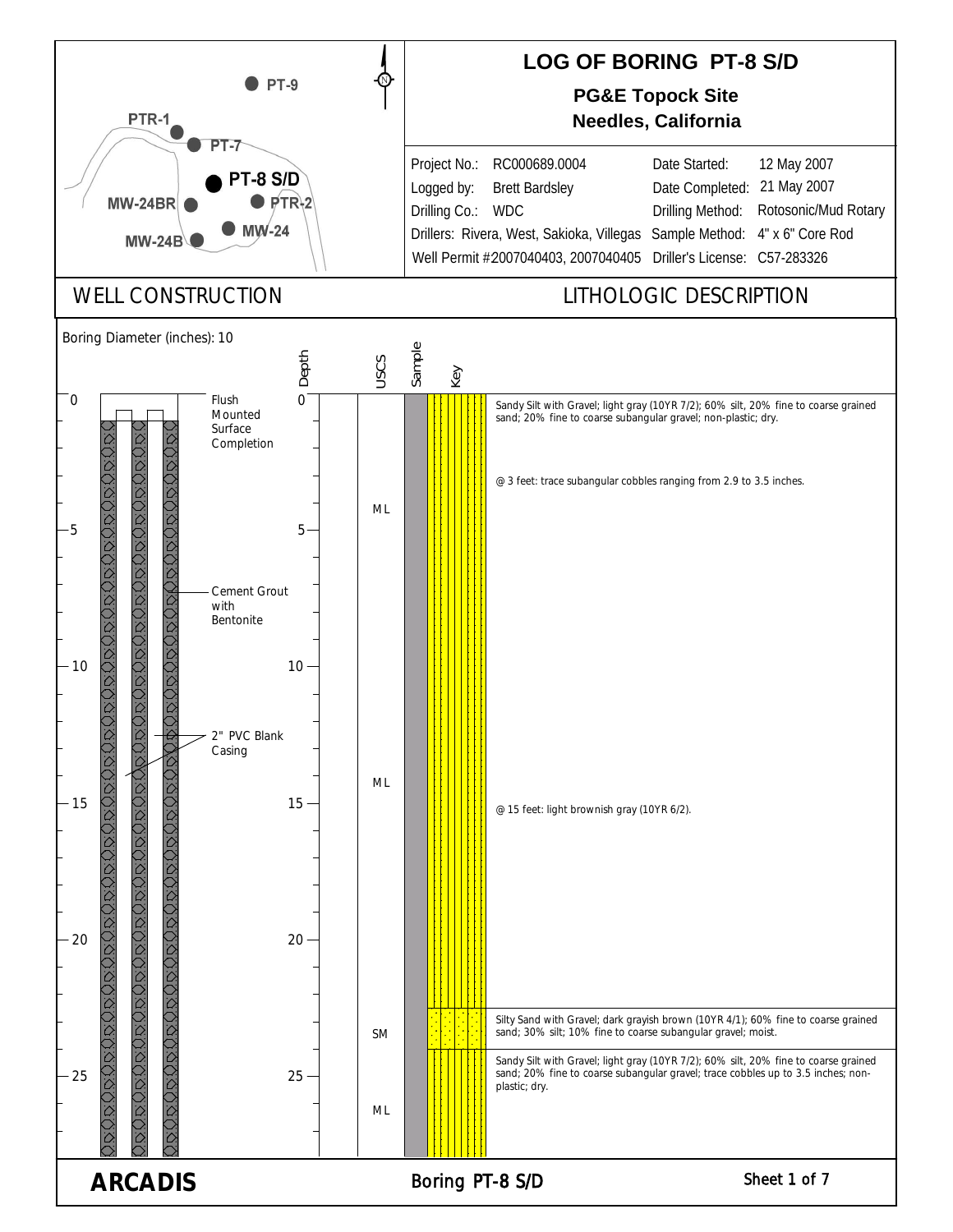# LOG OF BORING PT-8 S/D

**PG&E Topock Site**
**Needles, California**

| | | | |
|---|---|---|---|
| Project No.: | RC000689.0004 | Date Started: | 12 May 2007 |
| Logged by: | Brett Bardsley | Date Completed: | 21 May 2007 |
| Drilling Co.: | WDC | Drilling Method: | Rotosonic/Mud Rotary |
| Drillers: | Rivera, West, Sakioka, Villegas | Sample Method: | 4" x 6" Core Rod |
| Well Permit # | 2007040403, 2007040405 | Driller's License: | C57-283326 |

Location map labels: PT-9, PTR-1, PT-7, PT-8 S/D, MW-24BR, PTR-2, MW-24, MW-24B

## WELL CONSTRUCTION

Boring Diameter (inches): 10

- Flush Mounted Surface Completion
- Cement Grout with Bentonite
- 2" PVC Blank Casing

## LITHOLOGIC DESCRIPTION

| Depth (ft) | USCS | Description |
|---|---|---|
| 0 – ~22.5 | ML | Sandy Silt with Gravel; light gray (10YR 7/2); 60% silt, 20% fine to coarse grained sand; 20% fine to coarse subangular gravel; non-plastic; dry. |
| | | @ 3 feet: trace subangular cobbles ranging from 2.9 to 3.5 inches. |
| | ML | @ 15 feet: light brownish gray (10YR 6/2). |
| ~22.5 – ~24 | SM | Silty Sand with Gravel; dark grayish brown (10YR 4/1); 60% fine to coarse grained sand; 30% silt; 10% fine to coarse subangular gravel; moist. |
| ~24 – 28 | ML | Sandy Silt with Gravel; light gray (10YR 7/2); 60% silt, 20% fine to coarse grained sand; 20% fine to coarse subangular gravel; trace cobbles up to 3.5 inches; non-plastic; dry. |

**ARCADIS** — Boring PT-8 S/D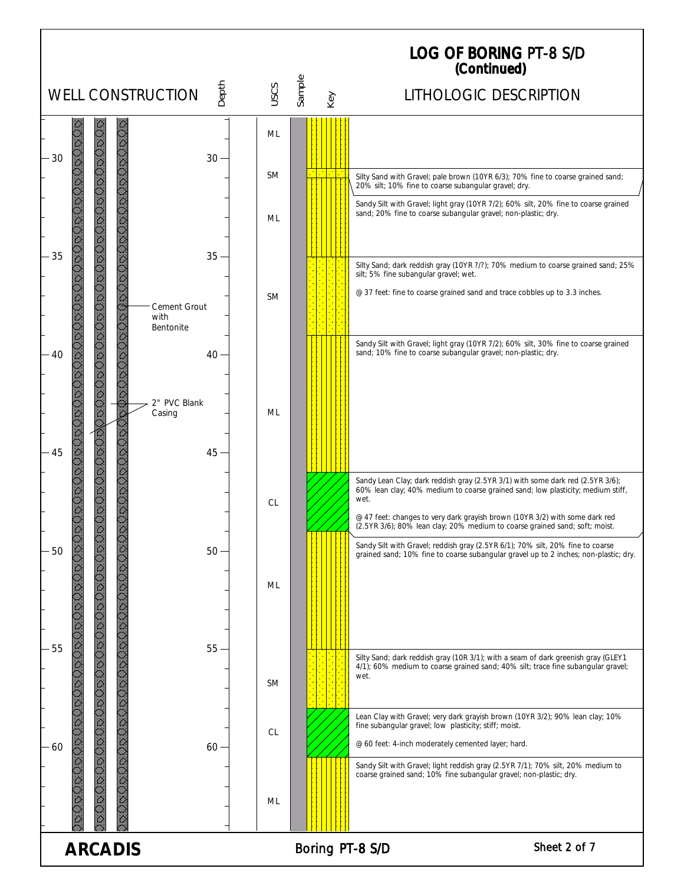# LOG OF BORING PT-8 S/D
## (Continued)

**WELL CONSTRUCTION:** Cement Grout with Bentonite; 2" PVC Blank Casing

| Depth (ft) | USCS | Lithologic Description |
|---|---|---|
| 28–30 | ML | |
| 30–31.5 | SM | Silty Sand with Gravel; pale brown (10YR 6/3); 70% fine to coarse grained sand; 20% silt; 10% fine to coarse subangular gravel; dry. |
| 31.5–35 | ML | Sandy Silt with Gravel; light gray (10YR 7/2); 60% silt, 20% fine to coarse grained sand; 20% fine to coarse subangular gravel; non-plastic; dry. |
| 35–39 | SM | Silty Sand; dark reddish gray (10YR ?/?); 70% medium to coarse grained sand; 25% silt; 5% fine subangular gravel; wet.<br>@ 37 feet: fine to coarse grained sand and trace cobbles up to 3.3 inches. |
| 39–46 | ML | Sandy Silt with Gravel; light gray (10YR 7/2); 60% silt, 30% fine to coarse grained sand; 10% fine to coarse subangular gravel; non-plastic; dry. |
| 46–49 | CL | Sandy Lean Clay; dark reddish gray (2.5YR 3/1) with some dark red (2.5YR 3/6); 60% lean clay; 40% medium to coarse grained sand; low plasticity; medium stiff, wet.<br>@ 47 feet: changes to very dark grayish brown (10YR 3/2) with some dark red (2.5YR 3/6); 80% lean clay; 20% medium to coarse grained sand; soft; moist. |
| 49–55 | ML | Sandy Silt with Gravel; reddish gray (2.5YR 6/1); 70% silt, 20% fine to coarse grained sand; 10% fine to coarse subangular gravel up to 2 inches; non-plastic; dry. |
| 55–58 | SM | Silty Sand; dark reddish gray (10R 3/1); with a seam of dark greenish gray (GLEY1 4/1); 60% medium to coarse grained sand; 40% silt; trace fine subangular gravel; wet. |
| 58–60.5 | CL | Lean Clay with Gravel; very dark grayish brown (10YR 3/2); 90% lean clay; 10% fine subangular gravel; low plasticity; stiff; moist.<br>@ 60 feet: 4-inch moderately cemented layer; hard. |
| 60.5–64 | ML | Sandy Silt with Gravel; light reddish gray (2.5YR 7/1); 70% silt, 20% medium to coarse grained sand; 10% fine subangular gravel; non-plastic; dry. |

**ARCADIS**

Boring PT-8 S/D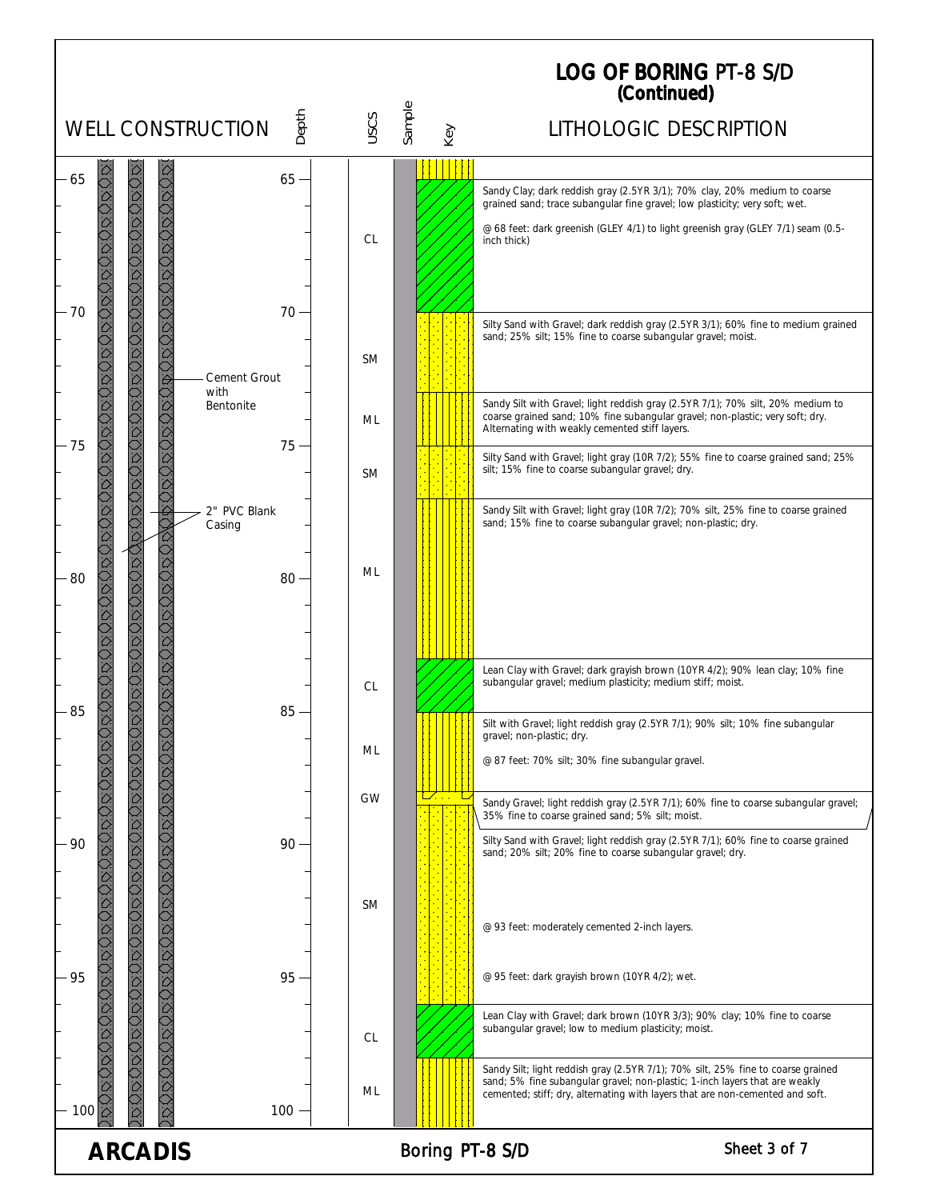# LOG OF BORING PT-8 S/D (Continued)

**Well Construction:** Cement Grout with Bentonite; 2" PVC Blank Casing

| Depth (ft) | USCS | Lithologic Description |
|---|---|---|
| 65.5–70 | CL | Sandy Clay; dark reddish gray (2.5YR 3/1); 70% clay, 20% medium to coarse grained sand; trace subangular fine gravel; low plasticity; very soft; wet. @ 68 feet: dark greenish (GLEY 4/1) to light greenish gray (GLEY 7/1) seam (0.5-inch thick) |
| 70–73 | SM | Silty Sand with Gravel; dark reddish gray (2.5YR 3/1); 60% fine to medium grained sand; 25% silt; 15% fine to coarse subangular gravel; moist. |
| 73–75 | ML | Sandy Silt with Gravel; light reddish gray (2.5YR 7/1); 70% silt, 20% medium to coarse grained sand; 10% fine subangular gravel; non-plastic; very soft; dry. Alternating with weakly cemented stiff layers. |
| 75–77 | SM | Silty Sand with Gravel; light gray (10R 7/2); 55% fine to coarse grained sand; 25% silt; 15% fine to coarse subangular gravel; dry. |
| 77–83 | ML | Sandy Silt with Gravel; light gray (10R 7/2); 70% silt, 25% fine to coarse grained sand; 15% fine to coarse subangular gravel; non-plastic; dry. |
| 83–85 | CL | Lean Clay with Gravel; dark grayish brown (10YR 4/2); 90% lean clay; 10% fine subangular gravel; medium plasticity; medium stiff; moist. |
| 85–88 | ML | Silt with Gravel; light reddish gray (2.5YR 7/1); 90% silt; 10% fine subangular gravel; non-plastic; dry. @ 87 feet: 70% silt; 30% fine subangular gravel. |
| 88–88.5 | GW | Sandy Gravel; light reddish gray (2.5YR 7/1); 60% fine to coarse subangular gravel; 35% fine to coarse grained sand; 5% silt; moist. |
| 88.5–96 | SM | Silty Sand with Gravel; light reddish gray (2.5YR 7/1); 60% fine to coarse grained sand; 20% silt; 20% fine to coarse subangular gravel; dry. @ 93 feet: moderately cemented 2-inch layers. @ 95 feet: dark grayish brown (10YR 4/2); wet. |
| 96–98 | CL | Lean Clay with Gravel; dark brown (10YR 3/3); 90% clay; 10% fine to coarse subangular gravel; low to medium plasticity; moist. |
| 98–100 | ML | Sandy Silt; light reddish gray (2.5YR 7/1); 70% silt, 25% fine to coarse grained sand; 5% fine subangular gravel; non-plastic; 1-inch layers that are weakly cemented; stiff; dry, alternating with layers that are non-cemented and soft. |

ARCADIS — Boring PT-8 S/D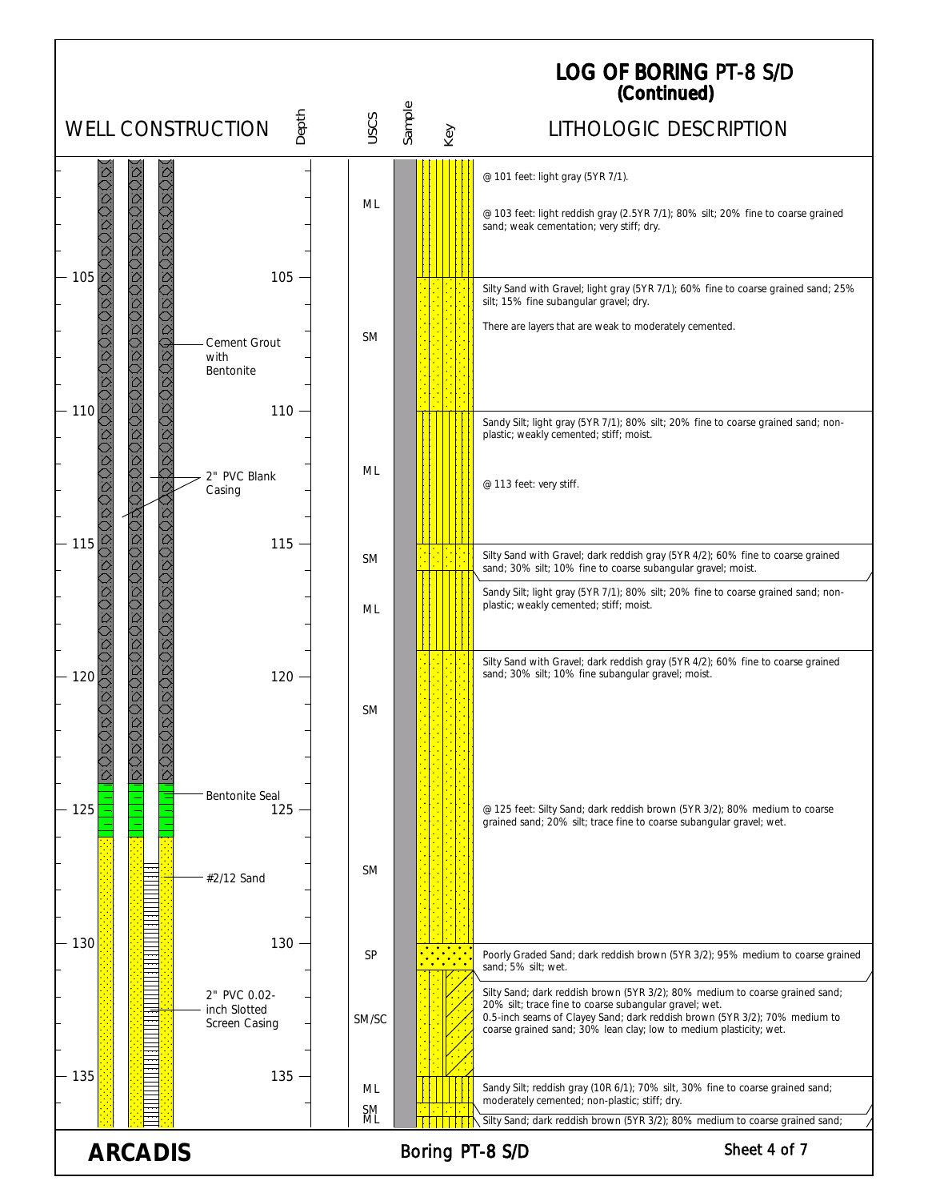# LOG OF BORING PT-8 S/D
## (Continued)

**Well construction annotations:**
- Cement Grout with Bentonite (to ~124 ft)
- 2" PVC Blank Casing
- Bentonite Seal (~124–126 ft)
- #2/12 Sand (from ~126 ft)
- 2" PVC 0.02-inch Slotted Screen Casing (from ~127 ft)

| Depth (ft) | USCS | Lithologic Description |
|---|---|---|
| 100–105 | ML | @ 101 feet: light gray (5YR 7/1). @ 103 feet: light reddish gray (2.5YR 7/1); 80% silt; 20% fine to coarse grained sand; weak cementation; very stiff; dry. |
| 105–110 | SM | Silty Sand with Gravel; light gray (5YR 7/1); 60% fine to coarse grained sand; 25% silt; 15% fine subangular gravel; dry. There are layers that are weak to moderately cemented. |
| 110–115 | ML | Sandy Silt; light gray (5YR 7/1); 80% silt; 20% fine to coarse grained sand; non-plastic; weakly cemented; stiff; moist. @ 113 feet: very stiff. |
| 115–116 | SM | Silty Sand with Gravel; dark reddish gray (5YR 4/2); 60% fine to coarse grained sand; 30% silt; 10% fine to coarse subangular gravel; moist. |
| 116–119 | ML | Sandy Silt; light gray (5YR 7/1); 80% silt; 20% fine to coarse grained sand; non-plastic; weakly cemented; stiff; moist. |
| 119–130 | SM | Silty Sand with Gravel; dark reddish gray (5YR 4/2); 60% fine to coarse grained sand; 30% silt; 10% fine subangular gravel; moist. @ 125 feet: Silty Sand; dark reddish brown (5YR 3/2); 80% medium to coarse grained sand; 20% silt; trace fine to coarse subangular gravel; wet. |
| 130–131 | SP | Poorly Graded Sand; dark reddish brown (5YR 3/2); 95% medium to coarse grained sand; 5% silt; wet. |
| 131–135 | SM/SC | Silty Sand; dark reddish brown (5YR 3/2); 80% medium to coarse grained sand; 20% silt; trace fine to coarse subangular gravel; wet. 0.5-inch seams of Clayey Sand; dark reddish brown (5YR 3/2); 70% medium to coarse grained sand; 30% lean clay; low to medium plasticity; wet. |
| 135–136 | ML | Sandy Silt; reddish gray (10R 6/1); 70% silt, 30% fine to coarse grained sand; moderately cemented; non-plastic; stiff; dry. |
| 136– | SM / ML | Silty Sand; dark reddish brown (5YR 3/2); 80% medium to coarse grained sand; |

**ARCADIS** — Boring PT-8 S/D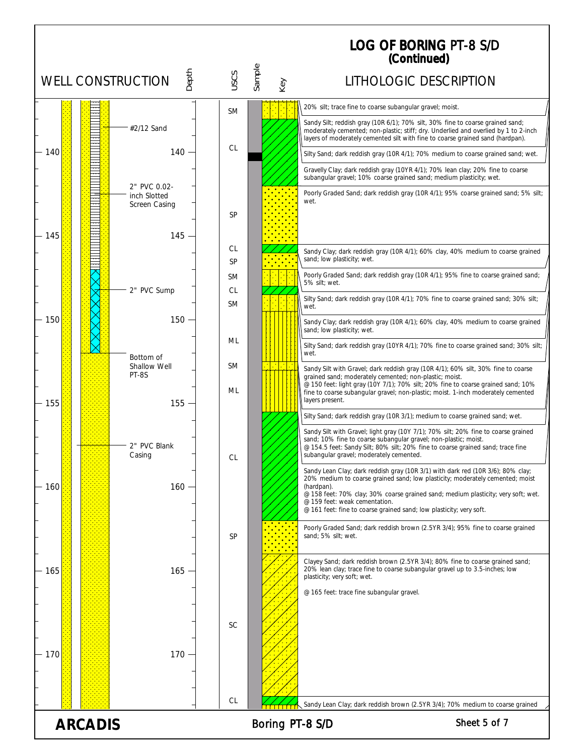# LOG OF BORING PT-8 S/D
## (Continued)

| WELL CONSTRUCTION | Depth | USCS | LITHOLOGIC DESCRIPTION |
|---|---|---|---|
| | | SM | 20% silt; trace fine to coarse subangular gravel; moist. |
| #2/12 Sand | | | Sandy Silt; reddish gray (10R 6/1); 70% silt, 30% fine to coarse grained sand; moderately cemented; non-plastic; stiff; dry. Underlied and overlied by 1 to 2-inch layers of moderately cemented silt with fine to coarse grained sand (hardpan). |
| | 140 | CL | Silty Sand; dark reddish gray (10R 4/1); 70% medium to coarse grained sand; wet. |
| | | | Gravelly Clay; dark reddish gray (10YR 4/1); 70% lean clay; 20% fine to coarse subangular gravel; 10% coarse grained sand; medium plasticity; wet. |
| 2" PVC 0.02-inch Slotted Screen Casing | | SP | Poorly Graded Sand; dark reddish gray (10R 4/1); 95% coarse grained sand; 5% silt; wet. |
| | 145 | CL | Sandy Clay; dark reddish gray (10R 4/1); 60% clay, 40% medium to coarse grained sand; low plasticity; wet. |
| | | SP | Poorly Graded Sand; dark reddish gray (10R 4/1); 95% fine to coarse grained sand; 5% silt; wet. |
| 2" PVC Sump | | SM | Silty Sand; dark reddish gray (10R 4/1); 70% fine to coarse grained sand; 30% silt; wet. |
| | | CL | Sandy Clay; dark reddish gray (10R 4/1); 60% clay, 40% medium to coarse grained sand; low plasticity; wet. |
| | 150 | SM | Silty Sand; dark reddish gray (10YR 4/1); 70% fine to coarse grained sand; 30% silt; wet. |
| Bottom of Shallow Well PT-8S | | ML | Sandy Silt with Gravel; dark reddish gray (10R 4/1); 60% silt, 30% fine to coarse grained sand; moderately cemented; non-plastic; moist.<br>@ 150 feet: light gray (10Y 7/1); 70% silt; 20% fine to coarse grained sand; 10% fine to coarse subangular gravel; non-plastic; moist. 1-inch moderately cemented layers present. |
| | | SM | Silty Sand; dark reddish gray (10R 3/1); medium to coarse grained sand; wet. |
| | 155 | ML | Sandy Silt with Gravel; light gray (10Y 7/1); 70% silt; 20% fine to coarse grained sand; 10% fine to coarse subangular gravel; non-plastic; moist.<br>@ 154.5 feet: Sandy Silt; 80% silt; 20% fine to coarse grained sand; trace fine subangular gravel; moderately cemented. |
| 2" PVC Blank Casing | 160 | CL | Sandy Lean Clay; dark reddish gray (10R 3/1) with dark red (10R 3/6); 80% clay; 20% medium to coarse grained sand; low plasticity; moderately cemented; moist (hardpan).<br>@ 158 feet: 70% clay; 30% coarse grained sand; medium plasticity; very soft; wet.<br>@ 159 feet: weak cementation.<br>@ 161 feet: fine to coarse grained sand; low plasticity; very soft. |
| | | SP | Poorly Graded Sand; dark reddish brown (2.5YR 3/4); 95% fine to coarse grained sand; 5% silt; wet. |
| | 165 / 170 | SC | Clayey Sand; dark reddish brown (2.5YR 3/4); 80% fine to coarse grained sand; 20% lean clay; trace fine to coarse subangular gravel up to 3.5-inches; low plasticity; very soft; wet.<br>@ 165 feet: trace fine subangular gravel. |
| | | CL | Sandy Lean Clay; dark reddish brown (2.5YR 3/4); 70% medium to coarse grained |

**ARCADIS** — Boring PT-8 S/D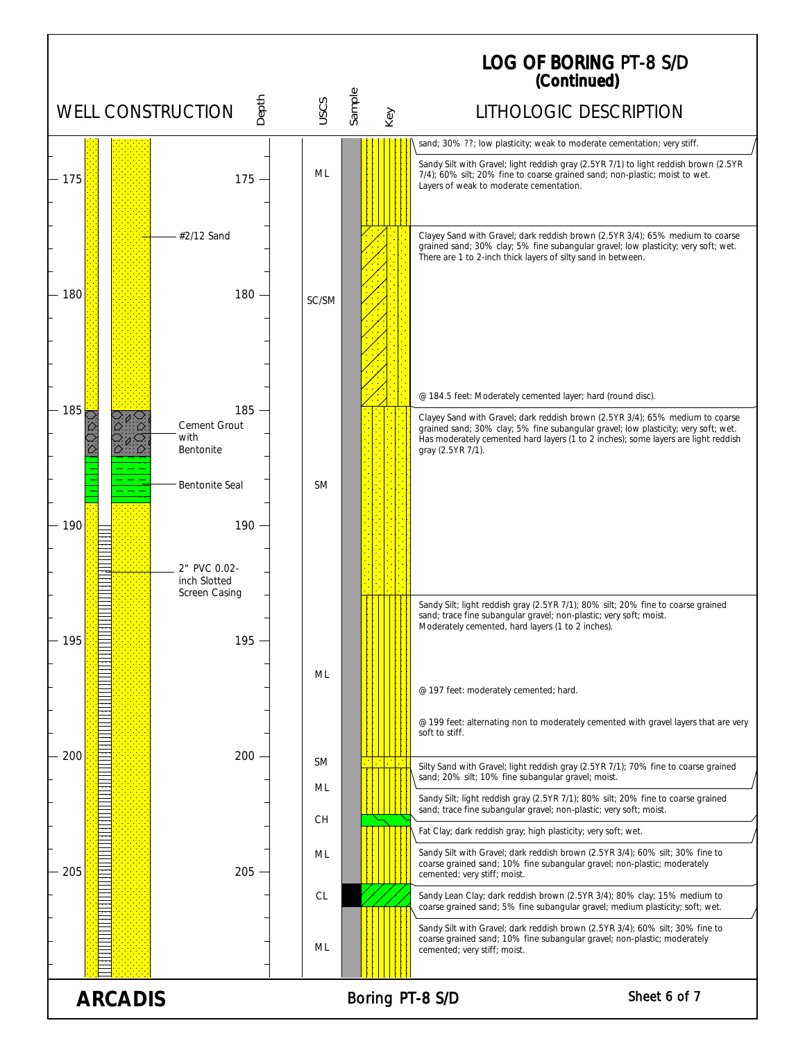# LOG OF BORING PT-8 S/D (Continued)

| Depth | Well Construction | USCS | Lithologic Description |
|---|---|---|---|
| | #2/12 Sand | | sand; 30% ??; low plasticity; weak to moderate cementation; very stiff. |
| 175 | | ML | Sandy Silt with Gravel; light reddish gray (2.5YR 7/1) to light reddish brown (2.5YR 7/4); 60% silt; 20% fine to coarse grained sand; non-plastic; moist to wet. Layers of weak to moderate cementation. |
| 180 | | SC/SM | Clayey Sand with Gravel; dark reddish brown (2.5YR 3/4); 65% medium to coarse grained sand; 30% clay; 5% fine subangular gravel; low plasticity; very soft; wet. There are 1 to 2-inch thick layers of silty sand in between. @ 184.5 feet: Moderately cemented layer; hard (round disc). |
| 185 | Cement Grout with Bentonite; Bentonite Seal | SM | Clayey Sand with Gravel; dark reddish brown (2.5YR 3/4); 65% medium to coarse grained sand; 30% clay; 5% fine subangular gravel; low plasticity; very soft; wet. Has moderately cemented hard layers (1 to 2 inches); some layers are light reddish gray (2.5YR 7/1). |
| 190 | 2" PVC 0.02-inch Slotted Screen Casing | | |
| 195 | | ML | Sandy Silt; light reddish gray (2.5YR 7/1); 80% silt; 20% fine to coarse grained sand; trace fine subangular gravel; non-plastic; very soft; moist. Moderately cemented, hard layers (1 to 2 inches). @ 197 feet: moderately cemented; hard. @ 199 feet: alternating non to moderately cemented with gravel layers that are very soft to stiff. |
| 200 | | SM | Silty Sand with Gravel; light reddish gray (2.5YR 7/1); 70% fine to coarse grained sand; 20% silt; 10% fine subangular gravel; moist. |
| | | ML | Sandy Silt; light reddish gray (2.5YR 7/1); 80% silt; 20% fine to coarse grained sand; trace fine subangular gravel; non-plastic; very soft; moist. |
| | | CH | Fat Clay; dark reddish gray; high plasticity; very soft; wet. |
| 205 | | ML | Sandy Silt with Gravel; dark reddish brown (2.5YR 3/4); 60% silt; 30% fine to coarse grained sand; 10% fine subangular gravel; non-plastic; moderately cemented; very stiff; moist. |
| | | CL | Sandy Lean Clay; dark reddish brown (2.5YR 3/4); 80% clay; 15% medium to coarse grained sand; 5% fine subangular gravel; medium plasticity; soft; wet. |
| | | ML | Sandy Silt with Gravel; dark reddish brown (2.5YR 3/4); 60% silt; 30% fine to coarse grained sand; 10% fine subangular gravel; non-plastic; moderately cemented; very stiff; moist. |

ARCADIS

Boring PT-8 S/D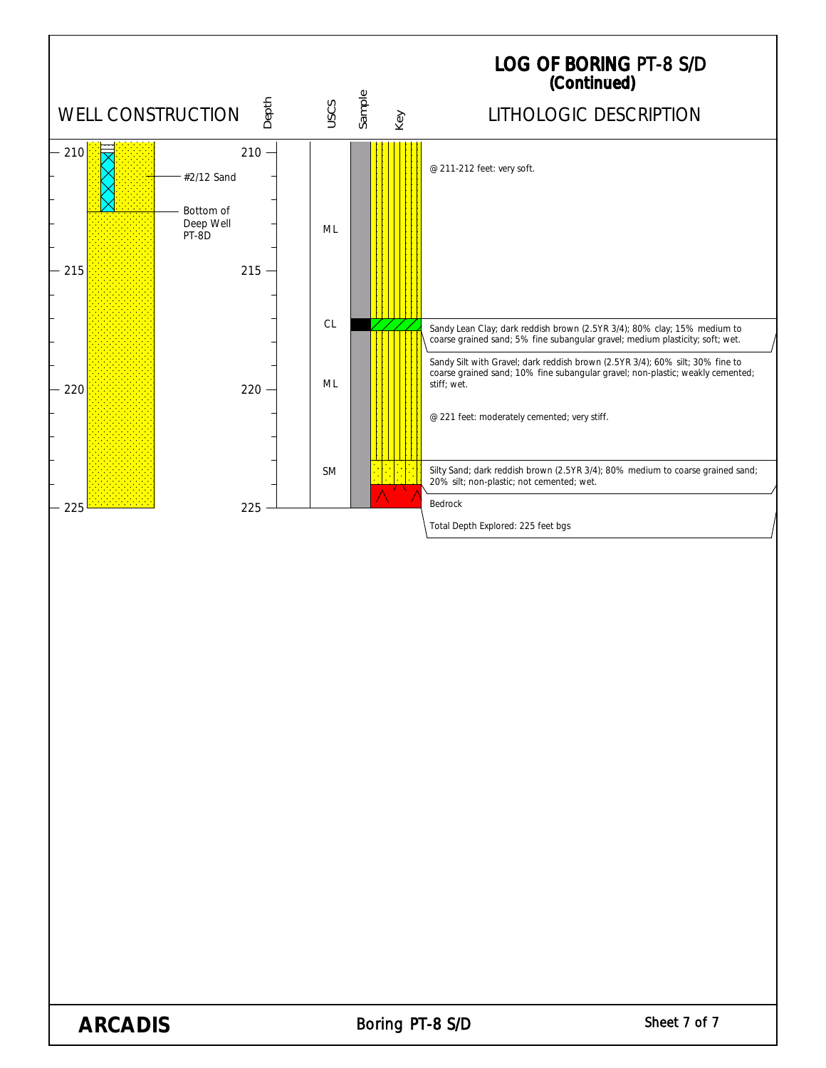# LOG OF BORING PT-8 S/D
## (Continued)

WELL CONSTRUCTION

Depth

USCS

Sample

Key

LITHOLOGIC DESCRIPTION

210

#2/12 Sand

Bottom of Deep Well PT-8D

215

220

225

| Depth | USCS | Lithologic Description |
|---|---|---|
| 210–217 | ML | @ 211-212 feet: very soft. |
| 217–217.5 | CL | Sandy Lean Clay; dark reddish brown (2.5YR 3/4); 80% clay; 15% medium to coarse grained sand; 5% fine subangular gravel; medium plasticity; soft; wet. |
| 217.5–223 | ML | Sandy Silt with Gravel; dark reddish brown (2.5YR 3/4); 60% silt; 30% fine to coarse grained sand; 10% fine subangular gravel; non-plastic; weakly cemented; stiff; wet. <br> @ 221 feet: moderately cemented; very stiff. |
| 223–224 | SM | Silty Sand; dark reddish brown (2.5YR 3/4); 80% medium to coarse grained sand; 20% silt; non-plastic; not cemented; wet. |
| 224–225 | | Bedrock |

Total Depth Explored: 225 feet bgs